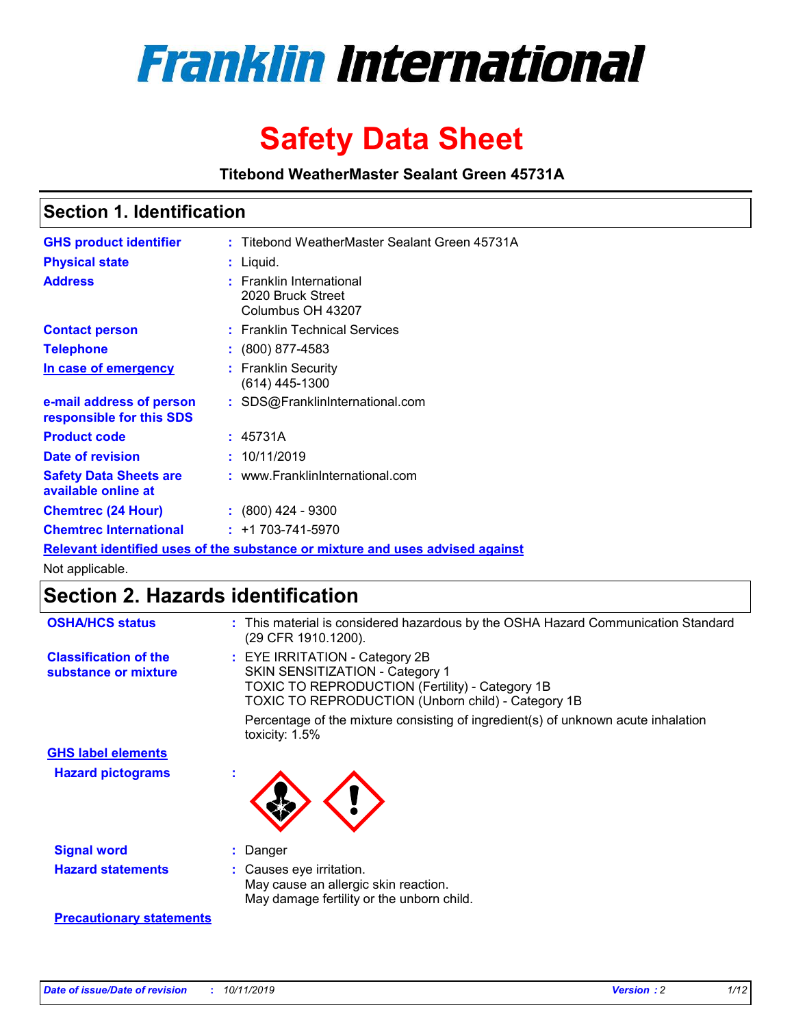# Franklin International

# Safety Data Sheet

**Titebond WeatherMaster Sealant Green 45731A**

## Section 1. Identification

| | | |
|---|---|---|
| **GHS product identifier** | : | Titebond WeatherMaster Sealant Green 45731A |
| **Physical state** | : | Liquid. |
| **Address** | : | Franklin International<br>2020 Bruck Street<br>Columbus OH 43207 |
| **Contact person** | : | Franklin Technical Services |
| **Telephone** | : | (800) 877-4583 |
| **In case of emergency** | : | Franklin Security<br>(614) 445-1300 |
| **e-mail address of person responsible for this SDS** | : | SDS@FranklinInternational.com |
| **Product code** | : | 45731A |
| **Date of revision** | : | 10/11/2019 |
| **Safety Data Sheets are available online at** | : | www.FranklinInternational.com |
| **Chemtrec (24 Hour)** | : | (800) 424 - 9300 |
| **Chemtrec International** | : | +1 703-741-5970 |

**Relevant identified uses of the substance or mixture and uses advised against**

Not applicable.

## Section 2. Hazards identification

**OSHA/HCS status** : This material is considered hazardous by the OSHA Hazard Communication Standard (29 CFR 1910.1200).

**Classification of the substance or mixture** : EYE IRRITATION - Category 2B
SKIN SENSITIZATION - Category 1
TOXIC TO REPRODUCTION (Fertility) - Category 1B
TOXIC TO REPRODUCTION (Unborn child) - Category 1B

Percentage of the mixture consisting of ingredient(s) of unknown acute inhalation toxicity: 1.5%

**GHS label elements**

**Hazard pictograms** :

**Signal word** : Danger

**Hazard statements** : Causes eye irritation.
May cause an allergic skin reaction.
May damage fertility or the unborn child.

**Precautionary statements**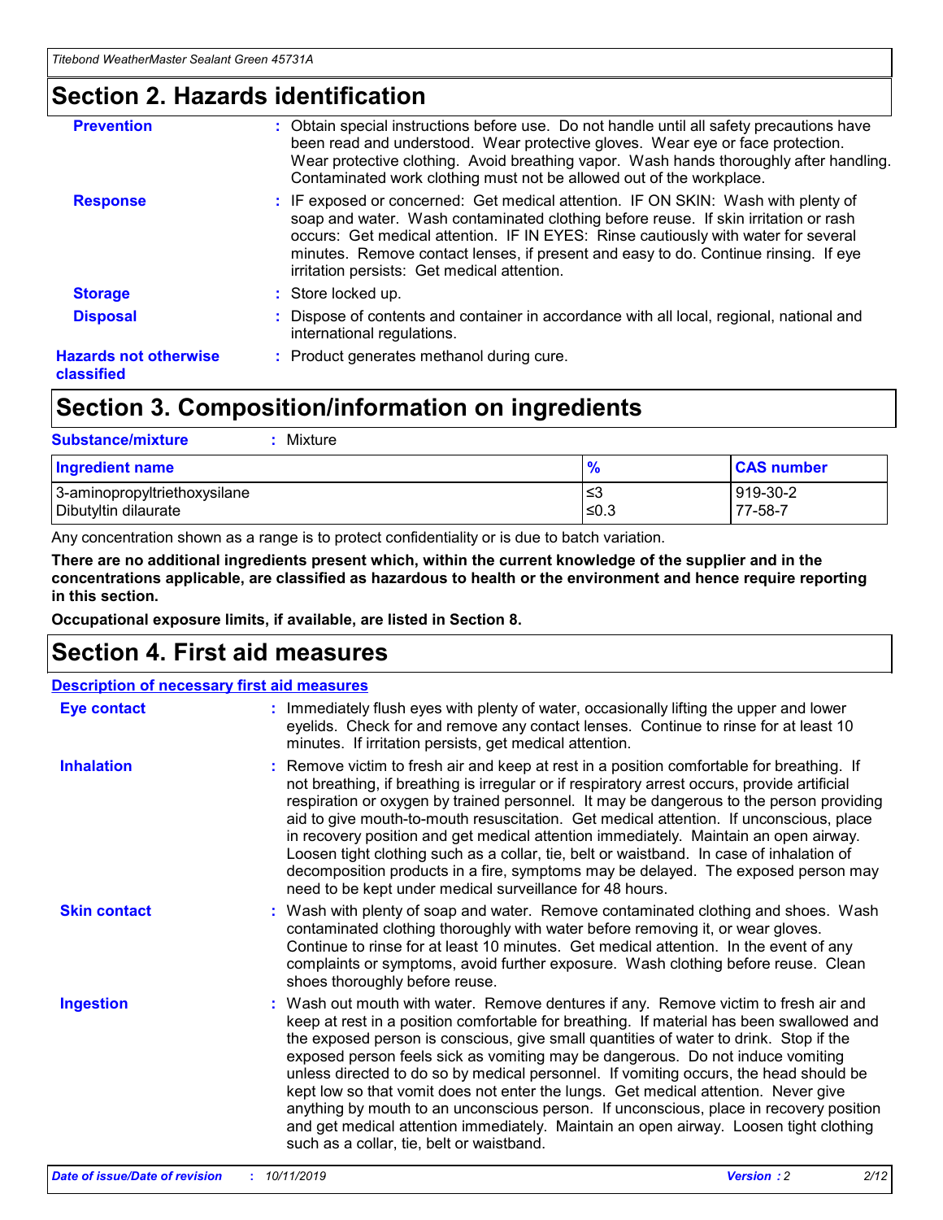# Section 2. Hazards identification

**Prevention** : Obtain special instructions before use. Do not handle until all safety precautions have been read and understood. Wear protective gloves. Wear eye or face protection. Wear protective clothing. Avoid breathing vapor. Wash hands thoroughly after handling. Contaminated work clothing must not be allowed out of the workplace.

**Response** : IF exposed or concerned: Get medical attention. IF ON SKIN: Wash with plenty of soap and water. Wash contaminated clothing before reuse. If skin irritation or rash occurs: Get medical attention. IF IN EYES: Rinse cautiously with water for several minutes. Remove contact lenses, if present and easy to do. Continue rinsing. If eye irritation persists: Get medical attention.

**Storage** : Store locked up.

**Disposal** : Dispose of contents and container in accordance with all local, regional, national and international regulations.

**Hazards not otherwise classified** : Product generates methanol during cure.

# Section 3. Composition/information on ingredients

**Substance/mixture** : Mixture

| Ingredient name | % | CAS number |
|---|---|---|
| 3-aminopropyltriethoxysilane | ≤3 | 919-30-2 |
| Dibutyltin dilaurate | ≤0.3 | 77-58-7 |

Any concentration shown as a range is to protect confidentiality or is due to batch variation.

**There are no additional ingredients present which, within the current knowledge of the supplier and in the concentrations applicable, are classified as hazardous to health or the environment and hence require reporting in this section.**

**Occupational exposure limits, if available, are listed in Section 8.**

# Section 4. First aid measures

## Description of necessary first aid measures

**Eye contact** : Immediately flush eyes with plenty of water, occasionally lifting the upper and lower eyelids. Check for and remove any contact lenses. Continue to rinse for at least 10 minutes. If irritation persists, get medical attention.

**Inhalation** : Remove victim to fresh air and keep at rest in a position comfortable for breathing. If not breathing, if breathing is irregular or if respiratory arrest occurs, provide artificial respiration or oxygen by trained personnel. It may be dangerous to the person providing aid to give mouth-to-mouth resuscitation. Get medical attention. If unconscious, place in recovery position and get medical attention immediately. Maintain an open airway. Loosen tight clothing such as a collar, tie, belt or waistband. In case of inhalation of decomposition products in a fire, symptoms may be delayed. The exposed person may need to be kept under medical surveillance for 48 hours.

**Skin contact** : Wash with plenty of soap and water. Remove contaminated clothing and shoes. Wash contaminated clothing thoroughly with water before removing it, or wear gloves. Continue to rinse for at least 10 minutes. Get medical attention. In the event of any complaints or symptoms, avoid further exposure. Wash clothing before reuse. Clean shoes thoroughly before reuse.

**Ingestion** : Wash out mouth with water. Remove dentures if any. Remove victim to fresh air and keep at rest in a position comfortable for breathing. If material has been swallowed and the exposed person is conscious, give small quantities of water to drink. Stop if the exposed person feels sick as vomiting may be dangerous. Do not induce vomiting unless directed to do so by medical personnel. If vomiting occurs, the head should be kept low so that vomit does not enter the lungs. Get medical attention. Never give anything by mouth to an unconscious person. If unconscious, place in recovery position and get medical attention immediately. Maintain an open airway. Loosen tight clothing such as a collar, tie, belt or waistband.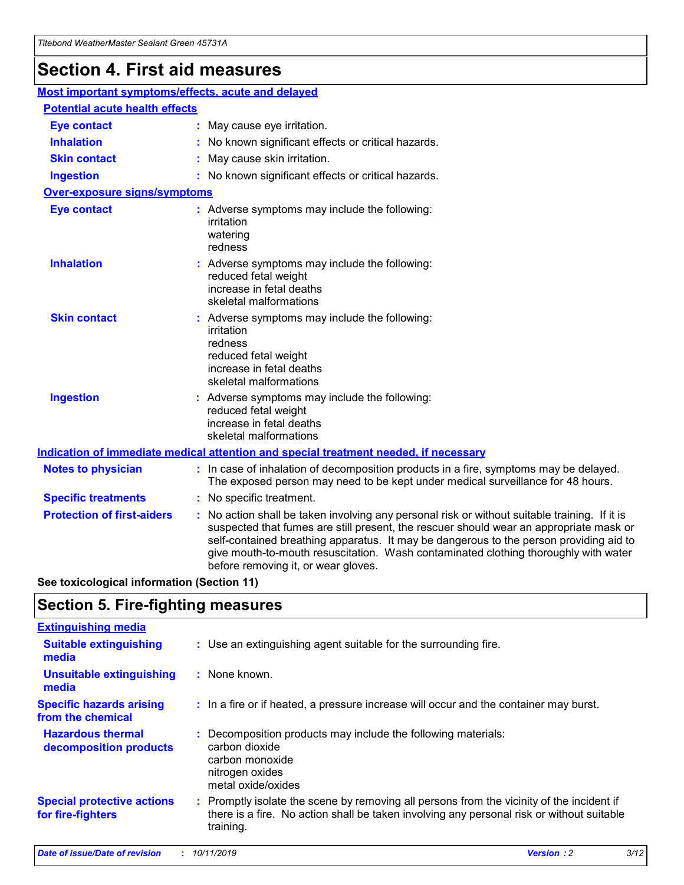# Section 4. First aid measures

## Most important symptoms/effects, acute and delayed

### Potential acute health effects

**Eye contact** : May cause eye irritation.

**Inhalation** : No known significant effects or critical hazards.

**Skin contact** : May cause skin irritation.

**Ingestion** : No known significant effects or critical hazards.

### Over-exposure signs/symptoms

**Eye contact** : Adverse symptoms may include the following:
irritation
watering
redness

**Inhalation** : Adverse symptoms may include the following:
reduced fetal weight
increase in fetal deaths
skeletal malformations

**Skin contact** : Adverse symptoms may include the following:
irritation
redness
reduced fetal weight
increase in fetal deaths
skeletal malformations

**Ingestion** : Adverse symptoms may include the following:
reduced fetal weight
increase in fetal deaths
skeletal malformations

## Indication of immediate medical attention and special treatment needed, if necessary

**Notes to physician** : In case of inhalation of decomposition products in a fire, symptoms may be delayed. The exposed person may need to be kept under medical surveillance for 48 hours.

**Specific treatments** : No specific treatment.

**Protection of first-aiders** : No action shall be taken involving any personal risk or without suitable training. If it is suspected that fumes are still present, the rescuer should wear an appropriate mask or self-contained breathing apparatus. It may be dangerous to the person providing aid to give mouth-to-mouth resuscitation. Wash contaminated clothing thoroughly with water before removing it, or wear gloves.

**See toxicological information (Section 11)**

# Section 5. Fire-fighting measures

## Extinguishing media

**Suitable extinguishing media** : Use an extinguishing agent suitable for the surrounding fire.

**Unsuitable extinguishing media** : None known.

**Specific hazards arising from the chemical** : In a fire or if heated, a pressure increase will occur and the container may burst.

**Hazardous thermal decomposition products** : Decomposition products may include the following materials:
carbon dioxide
carbon monoxide
nitrogen oxides
metal oxide/oxides

**Special protective actions for fire-fighters** : Promptly isolate the scene by removing all persons from the vicinity of the incident if there is a fire. No action shall be taken involving any personal risk or without suitable training.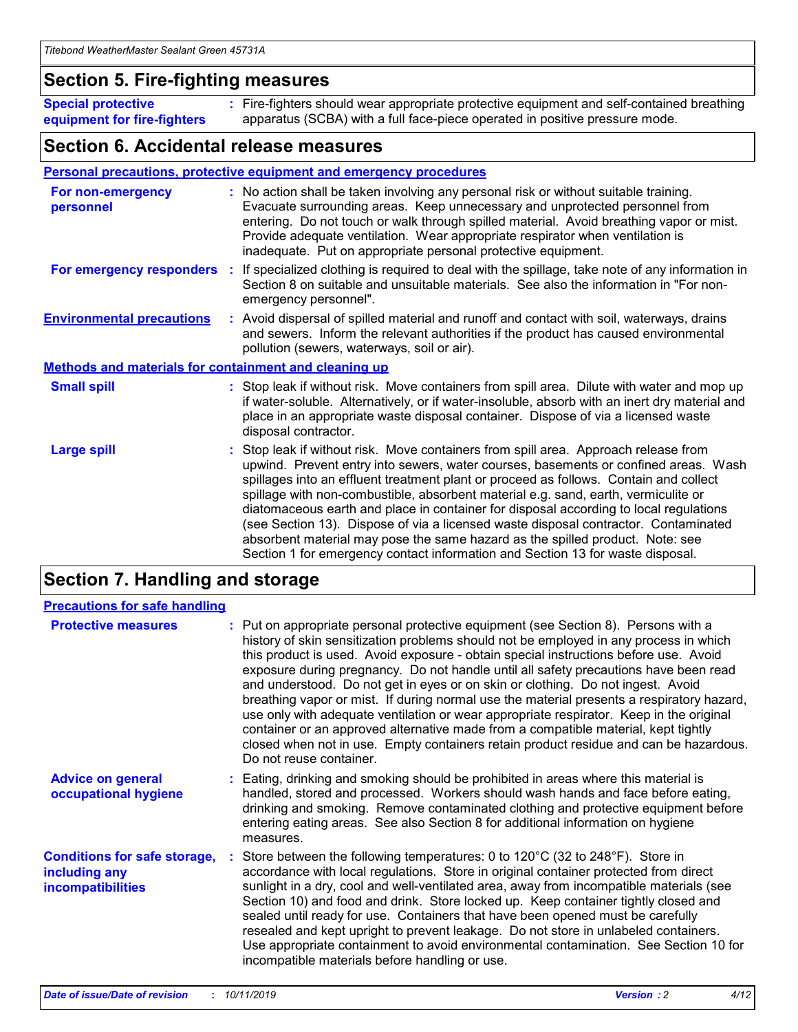## Section 5. Fire-fighting measures

**Special protective equipment for fire-fighters** : Fire-fighters should wear appropriate protective equipment and self-contained breathing apparatus (SCBA) with a full face-piece operated in positive pressure mode.

## Section 6. Accidental release measures

### Personal precautions, protective equipment and emergency procedures

**For non-emergency personnel** : No action shall be taken involving any personal risk or without suitable training. Evacuate surrounding areas. Keep unnecessary and unprotected personnel from entering. Do not touch or walk through spilled material. Avoid breathing vapor or mist. Provide adequate ventilation. Wear appropriate respirator when ventilation is inadequate. Put on appropriate personal protective equipment.

**For emergency responders** : If specialized clothing is required to deal with the spillage, take note of any information in Section 8 on suitable and unsuitable materials. See also the information in "For non-emergency personnel".

**Environmental precautions** : Avoid dispersal of spilled material and runoff and contact with soil, waterways, drains and sewers. Inform the relevant authorities if the product has caused environmental pollution (sewers, waterways, soil or air).

### Methods and materials for containment and cleaning up

**Small spill** : Stop leak if without risk. Move containers from spill area. Dilute with water and mop up if water-soluble. Alternatively, or if water-insoluble, absorb with an inert dry material and place in an appropriate waste disposal container. Dispose of via a licensed waste disposal contractor.

**Large spill** : Stop leak if without risk. Move containers from spill area. Approach release from upwind. Prevent entry into sewers, water courses, basements or confined areas. Wash spillages into an effluent treatment plant or proceed as follows. Contain and collect spillage with non-combustible, absorbent material e.g. sand, earth, vermiculite or diatomaceous earth and place in container for disposal according to local regulations (see Section 13). Dispose of via a licensed waste disposal contractor. Contaminated absorbent material may pose the same hazard as the spilled product. Note: see Section 1 for emergency contact information and Section 13 for waste disposal.

## Section 7. Handling and storage

### Precautions for safe handling

**Protective measures** : Put on appropriate personal protective equipment (see Section 8). Persons with a history of skin sensitization problems should not be employed in any process in which this product is used. Avoid exposure - obtain special instructions before use. Avoid exposure during pregnancy. Do not handle until all safety precautions have been read and understood. Do not get in eyes or on skin or clothing. Do not ingest. Avoid breathing vapor or mist. If during normal use the material presents a respiratory hazard, use only with adequate ventilation or wear appropriate respirator. Keep in the original container or an approved alternative made from a compatible material, kept tightly closed when not in use. Empty containers retain product residue and can be hazardous. Do not reuse container.

**Advice on general occupational hygiene** : Eating, drinking and smoking should be prohibited in areas where this material is handled, stored and processed. Workers should wash hands and face before eating, drinking and smoking. Remove contaminated clothing and protective equipment before entering eating areas. See also Section 8 for additional information on hygiene measures.

**Conditions for safe storage, including any incompatibilities** : Store between the following temperatures: 0 to 120°C (32 to 248°F). Store in accordance with local regulations. Store in original container protected from direct sunlight in a dry, cool and well-ventilated area, away from incompatible materials (see Section 10) and food and drink. Store locked up. Keep container tightly closed and sealed until ready for use. Containers that have been opened must be carefully resealed and kept upright to prevent leakage. Do not store in unlabeled containers. Use appropriate containment to avoid environmental contamination. See Section 10 for incompatible materials before handling or use.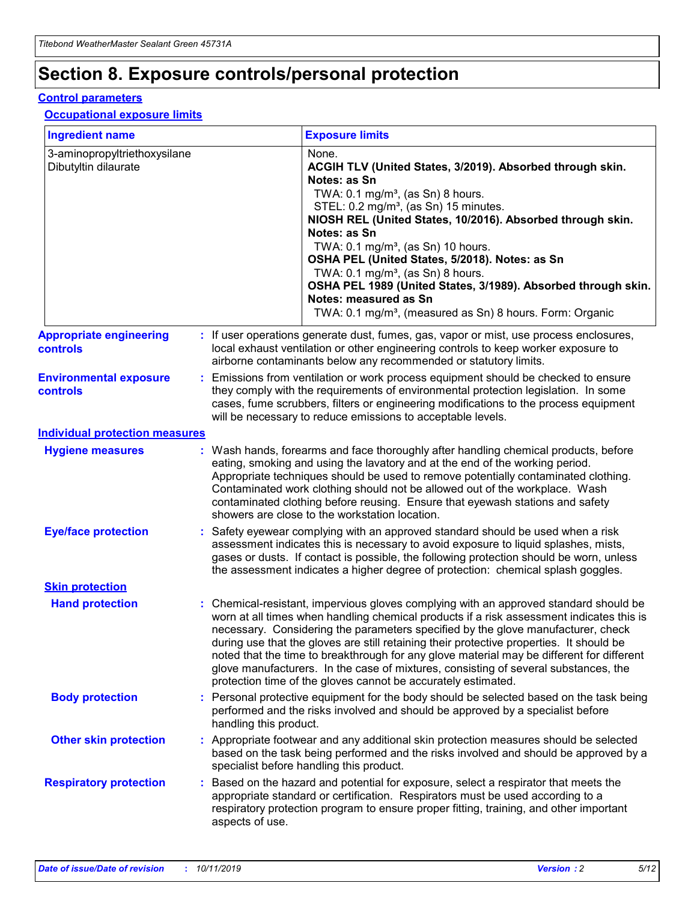# Section 8. Exposure controls/personal protection

## Control parameters

### Occupational exposure limits

| Ingredient name | Exposure limits |
| --- | --- |
| 3-aminopropyltriethoxysilane<br>Dibutyltin dilaurate | None.<br>**ACGIH TLV (United States, 3/2019). Absorbed through skin. Notes: as Sn**<br>TWA: 0.1 mg/m³, (as Sn) 8 hours.<br>STEL: 0.2 mg/m³, (as Sn) 15 minutes.<br>**NIOSH REL (United States, 10/2016). Absorbed through skin. Notes: as Sn**<br>TWA: 0.1 mg/m³, (as Sn) 10 hours.<br>**OSHA PEL (United States, 5/2018). Notes: as Sn**<br>TWA: 0.1 mg/m³, (as Sn) 8 hours.<br>**OSHA PEL 1989 (United States, 3/1989). Absorbed through skin. Notes: measured as Sn**<br>TWA: 0.1 mg/m³, (measured as Sn) 8 hours. Form: Organic |

**Appropriate engineering controls** : If user operations generate dust, fumes, gas, vapor or mist, use process enclosures, local exhaust ventilation or other engineering controls to keep worker exposure to airborne contaminants below any recommended or statutory limits.

**Environmental exposure controls** : Emissions from ventilation or work process equipment should be checked to ensure they comply with the requirements of environmental protection legislation. In some cases, fume scrubbers, filters or engineering modifications to the process equipment will be necessary to reduce emissions to acceptable levels.

## Individual protection measures

**Hygiene measures** : Wash hands, forearms and face thoroughly after handling chemical products, before eating, smoking and using the lavatory and at the end of the working period. Appropriate techniques should be used to remove potentially contaminated clothing. Contaminated work clothing should not be allowed out of the workplace. Wash contaminated clothing before reusing. Ensure that eyewash stations and safety showers are close to the workstation location.

**Eye/face protection** : Safety eyewear complying with an approved standard should be used when a risk assessment indicates this is necessary to avoid exposure to liquid splashes, mists, gases or dusts. If contact is possible, the following protection should be worn, unless the assessment indicates a higher degree of protection: chemical splash goggles.

### Skin protection

**Hand protection** : Chemical-resistant, impervious gloves complying with an approved standard should be worn at all times when handling chemical products if a risk assessment indicates this is necessary. Considering the parameters specified by the glove manufacturer, check during use that the gloves are still retaining their protective properties. It should be noted that the time to breakthrough for any glove material may be different for different glove manufacturers. In the case of mixtures, consisting of several substances, the protection time of the gloves cannot be accurately estimated.

**Body protection** : Personal protective equipment for the body should be selected based on the task being performed and the risks involved and should be approved by a specialist before handling this product.

**Other skin protection** : Appropriate footwear and any additional skin protection measures should be selected based on the task being performed and the risks involved and should be approved by a specialist before handling this product.

**Respiratory protection** : Based on the hazard and potential for exposure, select a respirator that meets the appropriate standard or certification. Respirators must be used according to a respiratory protection program to ensure proper fitting, training, and other important aspects of use.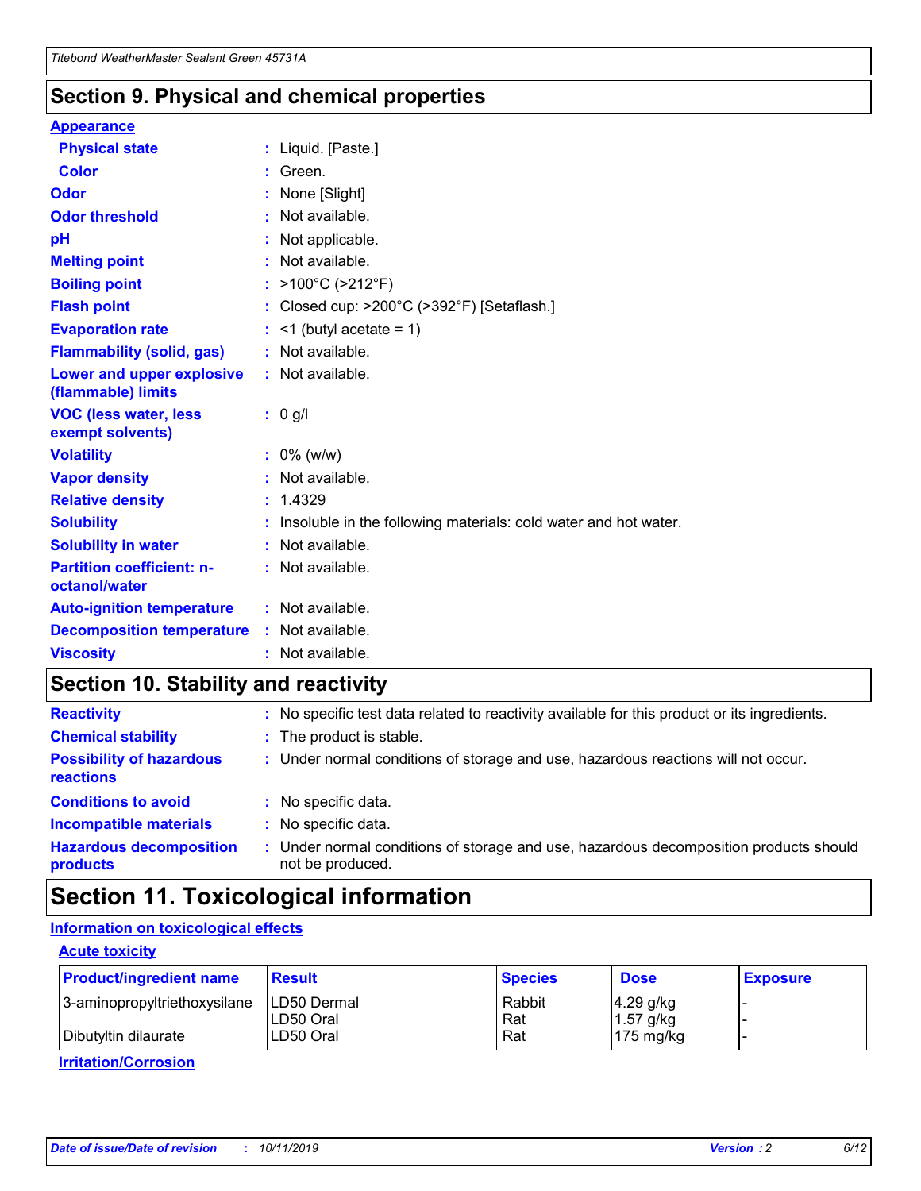## Section 9. Physical and chemical properties

### Appearance

| | | |
|---|---|---|
| **Physical state** | : | Liquid. [Paste.] |
| **Color** | : | Green. |
| **Odor** | : | None [Slight] |
| **Odor threshold** | : | Not available. |
| **pH** | : | Not applicable. |
| **Melting point** | : | Not available. |
| **Boiling point** | : | >100°C (>212°F) |
| **Flash point** | : | Closed cup: >200°C (>392°F) [Setaflash.] |
| **Evaporation rate** | : | <1 (butyl acetate = 1) |
| **Flammability (solid, gas)** | : | Not available. |
| **Lower and upper explosive (flammable) limits** | : | Not available. |
| **VOC (less water, less exempt solvents)** | : | 0 g/l |
| **Volatility** | : | 0% (w/w) |
| **Vapor density** | : | Not available. |
| **Relative density** | : | 1.4329 |
| **Solubility** | : | Insoluble in the following materials: cold water and hot water. |
| **Solubility in water** | : | Not available. |
| **Partition coefficient: n-octanol/water** | : | Not available. |
| **Auto-ignition temperature** | : | Not available. |
| **Decomposition temperature** | : | Not available. |
| **Viscosity** | : | Not available. |

## Section 10. Stability and reactivity

| | | |
|---|---|---|
| **Reactivity** | : | No specific test data related to reactivity available for this product or its ingredients. |
| **Chemical stability** | : | The product is stable. |
| **Possibility of hazardous reactions** | : | Under normal conditions of storage and use, hazardous reactions will not occur. |
| **Conditions to avoid** | : | No specific data. |
| **Incompatible materials** | : | No specific data. |
| **Hazardous decomposition products** | : | Under normal conditions of storage and use, hazardous decomposition products should not be produced. |

## Section 11. Toxicological information

### Information on toxicological effects

#### Acute toxicity

| Product/ingredient name | Result | Species | Dose | Exposure |
|---|---|---|---|---|
| 3-aminopropyltriethoxysilane | LD50 Dermal | Rabbit | 4.29 g/kg | - |
| | LD50 Oral | Rat | 1.57 g/kg | - |
| Dibutyltin dilaurate | LD50 Oral | Rat | 175 mg/kg | - |

#### Irritation/Corrosion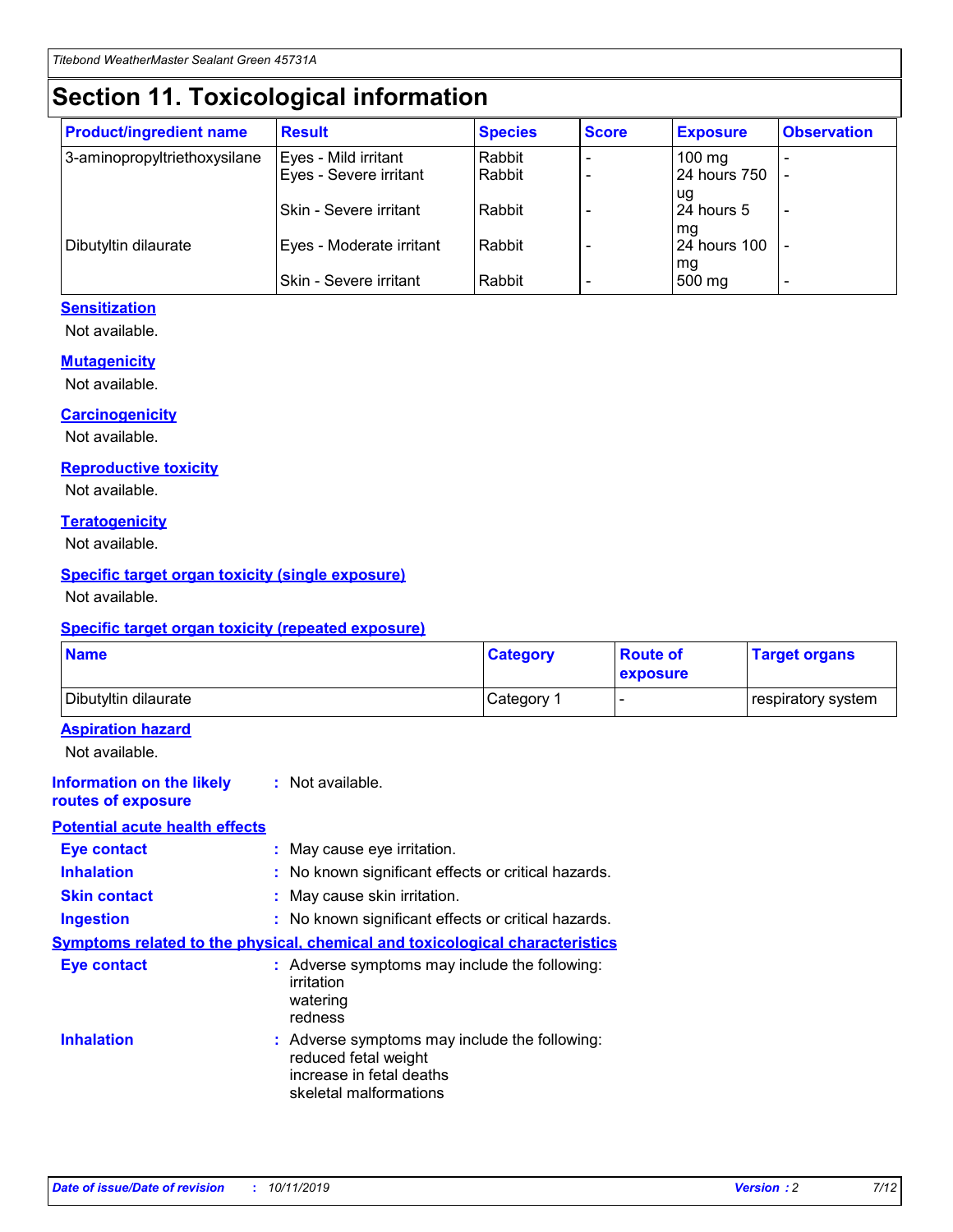# Section 11. Toxicological information

| Product/ingredient name | Result | Species | Score | Exposure | Observation |
|---|---|---|---|---|---|
| 3-aminopropyltriethoxysilane | Eyes - Mild irritant | Rabbit | - | 100 mg | - |
| | Eyes - Severe irritant | Rabbit | - | 24 hours 750 ug | - |
| | Skin - Severe irritant | Rabbit | - | 24 hours 5 mg | - |
| Dibutyltin dilaurate | Eyes - Moderate irritant | Rabbit | - | 24 hours 100 mg | - |
| | Skin - Severe irritant | Rabbit | - | 500 mg | - |

### Sensitization

Not available.

### Mutagenicity

Not available.

### Carcinogenicity

Not available.

### Reproductive toxicity

Not available.

### Teratogenicity

Not available.

### Specific target organ toxicity (single exposure)

Not available.

### Specific target organ toxicity (repeated exposure)

| Name | Category | Route of exposure | Target organs |
|---|---|---|---|
| Dibutyltin dilaurate | Category 1 | - | respiratory system |

### Aspiration hazard

Not available.

**Information on the likely routes of exposure** : Not available.

### Potential acute health effects

**Eye contact** : May cause eye irritation.

**Inhalation** : No known significant effects or critical hazards.

**Skin contact** : May cause skin irritation.

**Ingestion** : No known significant effects or critical hazards.

### Symptoms related to the physical, chemical and toxicological characteristics

**Eye contact** : Adverse symptoms may include the following:
irritation
watering
redness

**Inhalation** : Adverse symptoms may include the following:
reduced fetal weight
increase in fetal deaths
skeletal malformations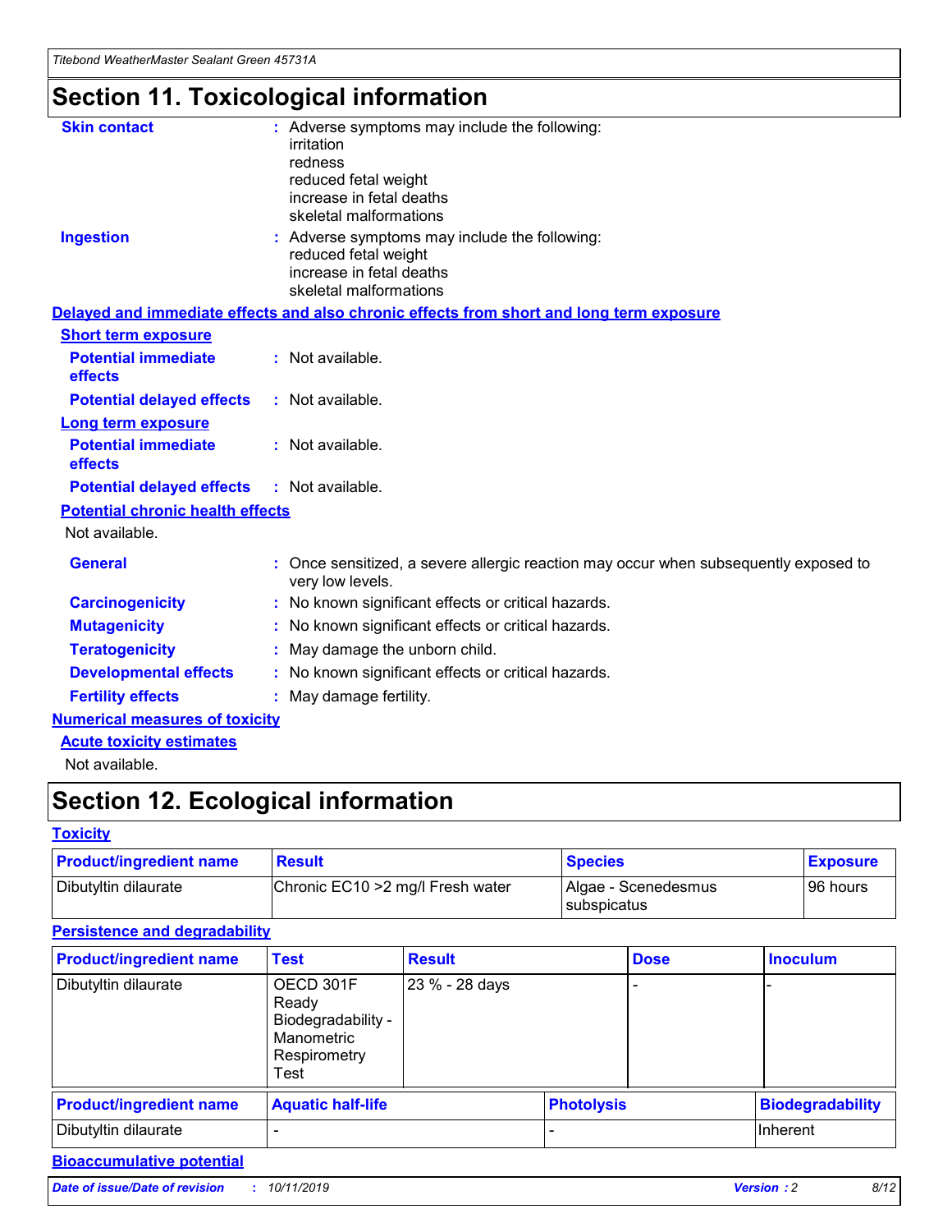# Section 11. Toxicological information

**Skin contact** : Adverse symptoms may include the following:
irritation
redness
reduced fetal weight
increase in fetal deaths
skeletal malformations

**Ingestion** : Adverse symptoms may include the following:
reduced fetal weight
increase in fetal deaths
skeletal malformations

**Delayed and immediate effects and also chronic effects from short and long term exposure**

**Short term exposure**

**Potential immediate effects** : Not available.

**Potential delayed effects** : Not available.

**Long term exposure**

**Potential immediate effects** : Not available.

**Potential delayed effects** : Not available.

**Potential chronic health effects**

Not available.

**General** : Once sensitized, a severe allergic reaction may occur when subsequently exposed to very low levels.

**Carcinogenicity** : No known significant effects or critical hazards.

**Mutagenicity** : No known significant effects or critical hazards.

**Teratogenicity** : May damage the unborn child.

**Developmental effects** : No known significant effects or critical hazards.

**Fertility effects** : May damage fertility.

**Numerical measures of toxicity**

**Acute toxicity estimates**

Not available.

# Section 12. Ecological information

**Toxicity**

| Product/ingredient name | Result | Species | Exposure |
|---|---|---|---|
| Dibutyltin dilaurate | Chronic EC10 >2 mg/l Fresh water | Algae - Scenedesmus subspicatus | 96 hours |

**Persistence and degradability**

| Product/ingredient name | Test | Result | Dose | Inoculum |
|---|---|---|---|---|
| Dibutyltin dilaurate | OECD 301F Ready Biodegradability - Manometric Respirometry Test | 23 % - 28 days | - | - |

| Product/ingredient name | Aquatic half-life | Photolysis | Biodegradability |
|---|---|---|---|
| Dibutyltin dilaurate | - | - | Inherent |

**Bioaccumulative potential**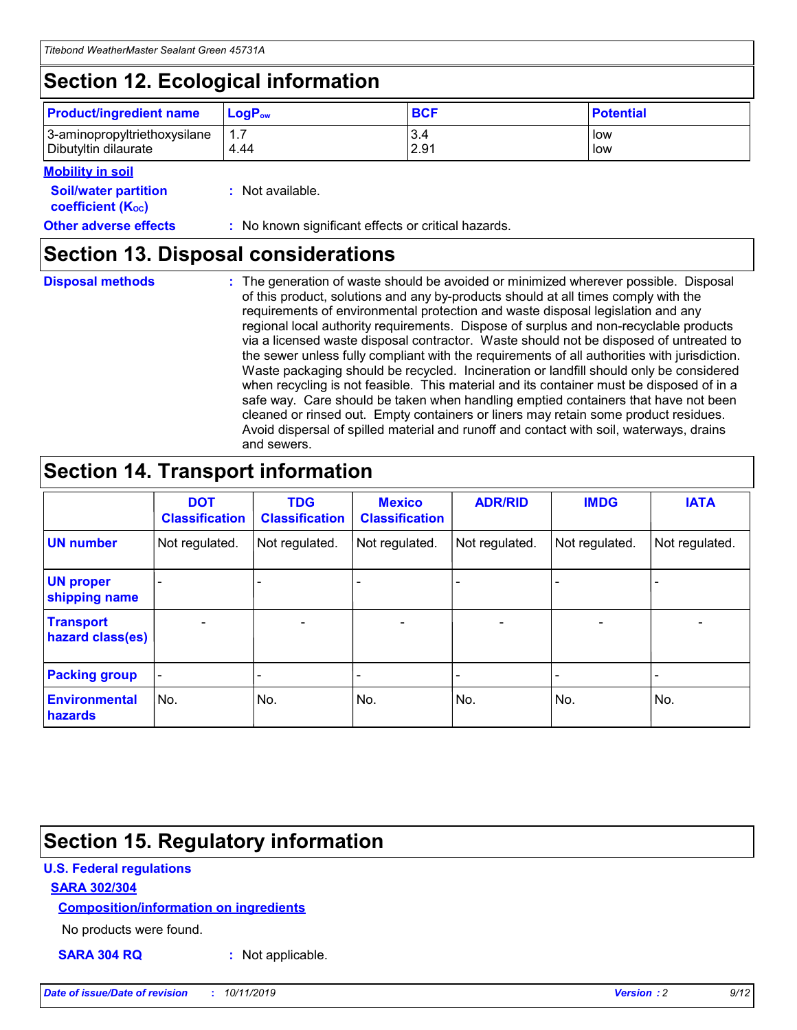## Section 12. Ecological information

| Product/ingredient name | $LogP_{ow}$ | BCF | Potential |
|---|---|---|---|
| 3-aminopropyltriethoxysilane | 1.7 | 3.4 | low |
| Dibutyltin dilaurate | 4.44 | 2.91 | low |

**Mobility in soil**

**Soil/water partition coefficient ($K_{OC}$)** : Not available.

**Other adverse effects** : No known significant effects or critical hazards.

## Section 13. Disposal considerations

**Disposal methods** : The generation of waste should be avoided or minimized wherever possible. Disposal of this product, solutions and any by-products should at all times comply with the requirements of environmental protection and waste disposal legislation and any regional local authority requirements. Dispose of surplus and non-recyclable products via a licensed waste disposal contractor. Waste should not be disposed of untreated to the sewer unless fully compliant with the requirements of all authorities with jurisdiction. Waste packaging should be recycled. Incineration or landfill should only be considered when recycling is not feasible. This material and its container must be disposed of in a safe way. Care should be taken when handling emptied containers that have not been cleaned or rinsed out. Empty containers or liners may retain some product residues. Avoid dispersal of spilled material and runoff and contact with soil, waterways, drains and sewers.

## Section 14. Transport information

| | DOT Classification | TDG Classification | Mexico Classification | ADR/RID | IMDG | IATA |
|---|---|---|---|---|---|---|
| UN number | Not regulated. | Not regulated. | Not regulated. | Not regulated. | Not regulated. | Not regulated. |
| UN proper shipping name | - | - | - | - | - | - |
| Transport hazard class(es) | - | - | - | - | - | - |
| Packing group | - | - | - | - | - | - |
| Environmental hazards | No. | No. | No. | No. | No. | No. |

## Section 15. Regulatory information

**U.S. Federal regulations**

**SARA 302/304**

**Composition/information on ingredients**

No products were found.

**SARA 304 RQ** : Not applicable.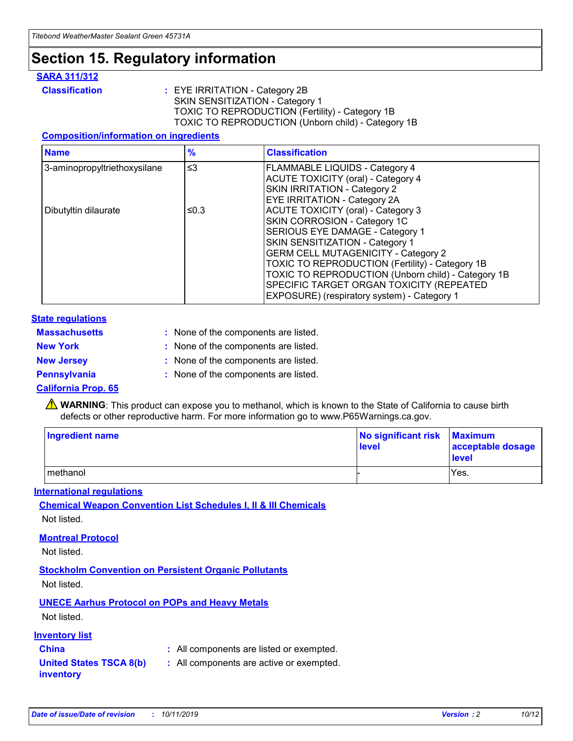# Section 15. Regulatory information

**SARA 311/312**

**Classification** : EYE IRRITATION - Category 2B
SKIN SENSITIZATION - Category 1
TOXIC TO REPRODUCTION (Fertility) - Category 1B
TOXIC TO REPRODUCTION (Unborn child) - Category 1B

**Composition/information on ingredients**

| Name | % | Classification |
|---|---|---|
| 3-aminopropyltriethoxysilane | ≤3 | FLAMMABLE LIQUIDS - Category 4<br>ACUTE TOXICITY (oral) - Category 4<br>SKIN IRRITATION - Category 2<br>EYE IRRITATION - Category 2A |
| Dibutyltin dilaurate | ≤0.3 | ACUTE TOXICITY (oral) - Category 3<br>SKIN CORROSION - Category 1C<br>SERIOUS EYE DAMAGE - Category 1<br>SKIN SENSITIZATION - Category 1<br>GERM CELL MUTAGENICITY - Category 2<br>TOXIC TO REPRODUCTION (Fertility) - Category 1B<br>TOXIC TO REPRODUCTION (Unborn child) - Category 1B<br>SPECIFIC TARGET ORGAN TOXICITY (REPEATED EXPOSURE) (respiratory system) - Category 1 |

**State regulations**

**Massachusetts** : None of the components are listed.

**New York** : None of the components are listed.

**New Jersey** : None of the components are listed.

**Pennsylvania** : None of the components are listed.

**California Prop. 65**

⚠ **WARNING**: This product can expose you to methanol, which is known to the State of California to cause birth defects or other reproductive harm. For more information go to www.P65Warnings.ca.gov.

| Ingredient name | No significant risk level | Maximum acceptable dosage level |
|---|---|---|
| methanol | - | Yes. |

**International regulations**

**Chemical Weapon Convention List Schedules I, II & III Chemicals**

Not listed.

**Montreal Protocol**

Not listed.

**Stockholm Convention on Persistent Organic Pollutants**

Not listed.

**UNECE Aarhus Protocol on POPs and Heavy Metals**

Not listed.

**Inventory list**

**China** : All components are listed or exempted.

**United States TSCA 8(b) inventory** : All components are active or exempted.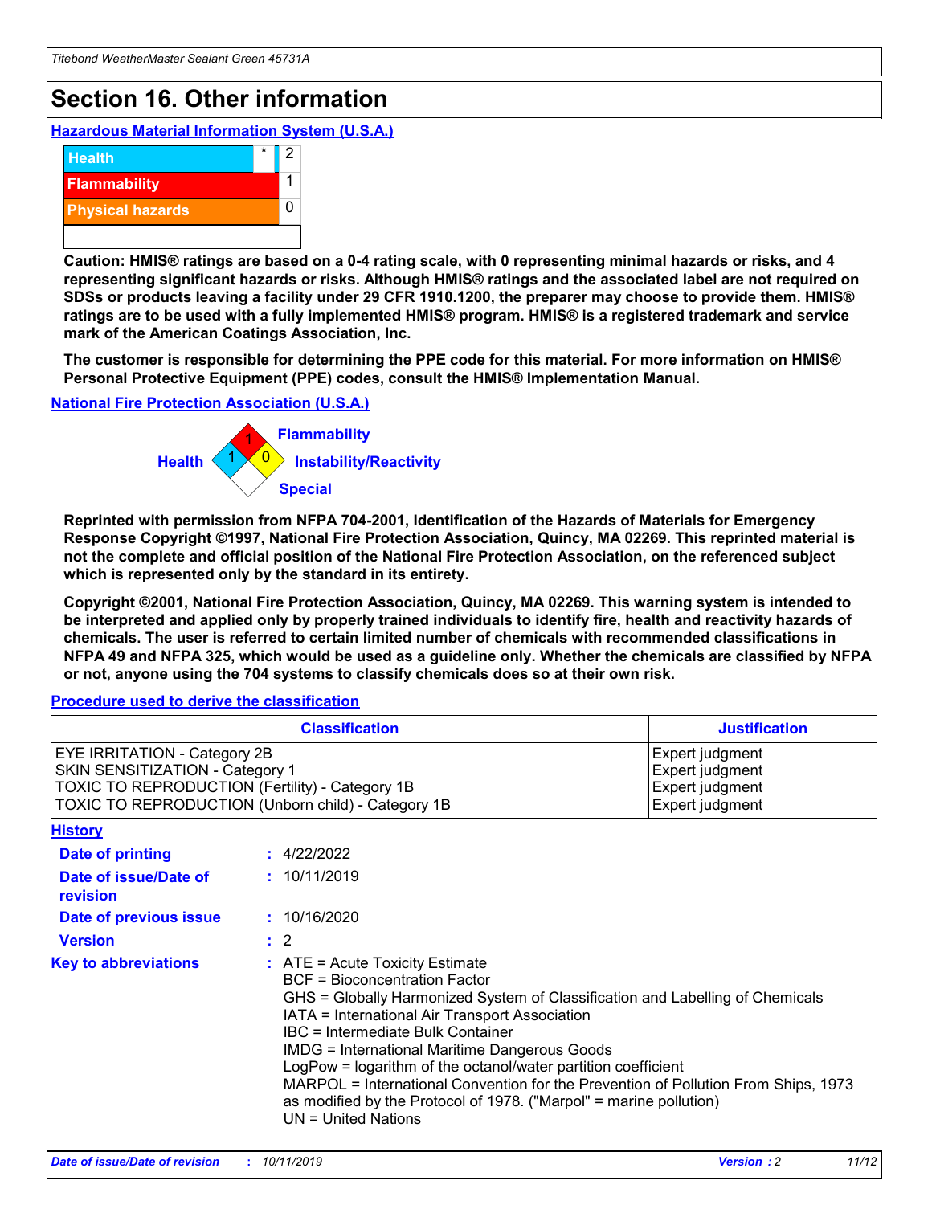# Section 16. Other information

### Hazardous Material Information System (U.S.A.)

| | | |
|---|---|---|
| Health | * | 2 |
| Flammability | | 1 |
| Physical hazards | | 0 |

**Caution: HMIS® ratings are based on a 0-4 rating scale, with 0 representing minimal hazards or risks, and 4 representing significant hazards or risks. Although HMIS® ratings and the associated label are not required on SDSs or products leaving a facility under 29 CFR 1910.1200, the preparer may choose to provide them. HMIS® ratings are to be used with a fully implemented HMIS® program. HMIS® is a registered trademark and service mark of the American Coatings Association, Inc.**

**The customer is responsible for determining the PPE code for this material. For more information on HMIS® Personal Protective Equipment (PPE) codes, consult the HMIS® Implementation Manual.**

### National Fire Protection Association (U.S.A.)

Flammability: 1
Health: 1
Instability/Reactivity: 0
Special:

**Reprinted with permission from NFPA 704-2001, Identification of the Hazards of Materials for Emergency Response Copyright ©1997, National Fire Protection Association, Quincy, MA 02269. This reprinted material is not the complete and official position of the National Fire Protection Association, on the referenced subject which is represented only by the standard in its entirety.**

**Copyright ©2001, National Fire Protection Association, Quincy, MA 02269. This warning system is intended to be interpreted and applied only by properly trained individuals to identify fire, health and reactivity hazards of chemicals. The user is referred to certain limited number of chemicals with recommended classifications in NFPA 49 and NFPA 325, which would be used as a guideline only. Whether the chemicals are classified by NFPA or not, anyone using the 704 systems to classify chemicals does so at their own risk.**

### Procedure used to derive the classification

| Classification | Justification |
|---|---|
| EYE IRRITATION - Category 2B | Expert judgment |
| SKIN SENSITIZATION - Category 1 | Expert judgment |
| TOXIC TO REPRODUCTION (Fertility) - Category 1B | Expert judgment |
| TOXIC TO REPRODUCTION (Unborn child) - Category 1B | Expert judgment |

### History

**Date of printing** : 4/22/2022

**Date of issue/Date of revision** : 10/11/2019

**Date of previous issue** : 10/16/2020

**Version** : 2

**Key to abbreviations** :
ATE = Acute Toxicity Estimate
BCF = Bioconcentration Factor
GHS = Globally Harmonized System of Classification and Labelling of Chemicals
IATA = International Air Transport Association
IBC = Intermediate Bulk Container
IMDG = International Maritime Dangerous Goods
LogPow = logarithm of the octanol/water partition coefficient
MARPOL = International Convention for the Prevention of Pollution From Ships, 1973 as modified by the Protocol of 1978. ("Marpol" = marine pollution)
UN = United Nations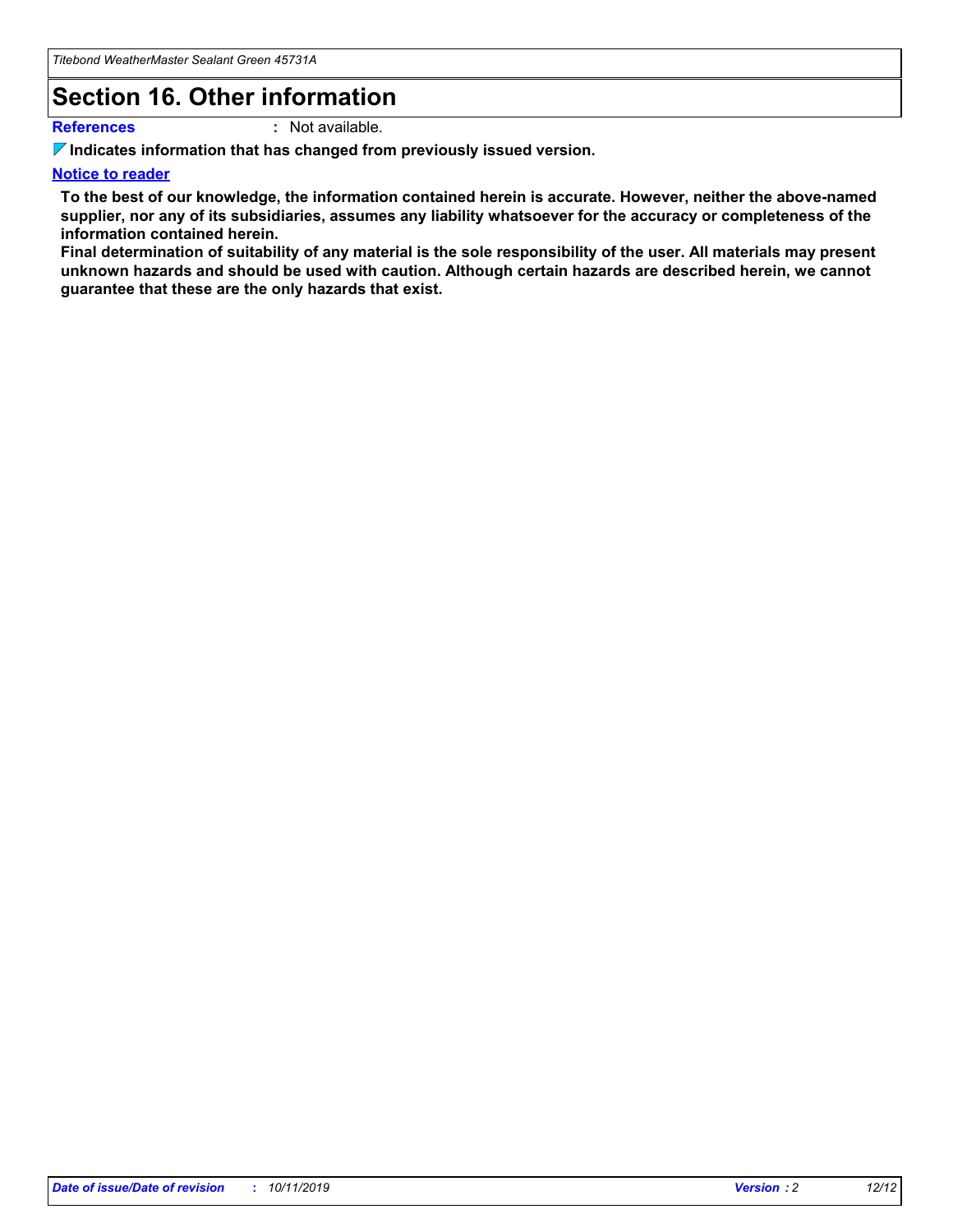# Section 16. Other information

**References** : Not available.

**Indicates information that has changed from previously issued version.**

**Notice to reader**

**To the best of our knowledge, the information contained herein is accurate. However, neither the above-named supplier, nor any of its subsidiaries, assumes any liability whatsoever for the accuracy or completeness of the information contained herein.**

**Final determination of suitability of any material is the sole responsibility of the user. All materials may present unknown hazards and should be used with caution. Although certain hazards are described herein, we cannot guarantee that these are the only hazards that exist.**